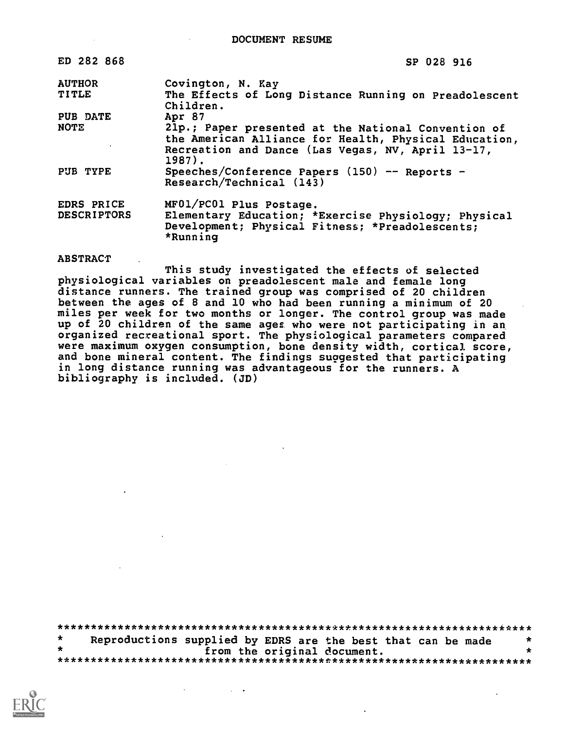# DOCUMENT RESUME

| | |
|---|---|
| ED 282 868 | SP 028 916 |
| AUTHOR | Covington, N. Kay |
| TITLE | The Effects of Long Distance Running on Preadolescent Children. |
| PUB DATE | Apr 87 |
| NOTE | 21p.; Paper presented at the National Convention of the American Alliance for Health, Physical Education, Recreation and Dance (Las Vegas, NV, April 13-17, 1987). |
| PUB TYPE | Speeches/Conference Papers (150) -- Reports - Research/Technical (143) |
| EDRS PRICE | MF01/PC01 Plus Postage. |
| DESCRIPTORS | Elementary Education; *Exercise Physiology; Physical Development; Physical Fitness; *Preadolescents; *Running |

ABSTRACT

This study investigated the effects of selected physiological variables on preadolescent male and female long distance runners. The trained group was comprised of 20 children between the ages of 8 and 10 who had been running a minimum of 20 miles per week for two months or longer. The control group was made up of 20 children of the same ages who were not participating in an organized recreational sport. The physiological parameters compared were maximum oxygen consumption, bone density width, cortical score, and bone mineral content. The findings suggested that participating in long distance running was advantageous for the runners. A bibliography is included. (JD)

***********************************************************************
* Reproductions supplied by EDRS are the best that can be made *
* from the original document. *
***********************************************************************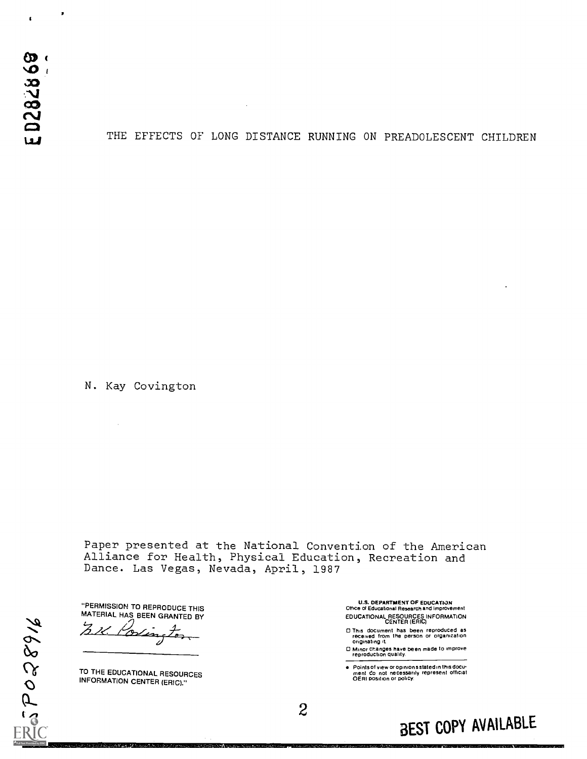# THE EFFECTS OF LONG DISTANCE RUNNING ON PREADOLESCENT CHILDREN

N. Kay Covington

Paper presented at the National Convention of the American Alliance for Health, Physical Education, Recreation and Dance. Las Vegas, Nevada, April, 1987

"PERMISSION TO REPRODUCE THIS MATERIAL HAS BEEN GRANTED BY

N.K. Covington

TO THE EDUCATIONAL RESOURCES INFORMATION CENTER (ERIC)."

U.S. DEPARTMENT OF EDUCATION
Office of Educational Research and Improvement
EDUCATIONAL RESOURCES INFORMATION CENTER (ERIC)

- This document has been reproduced as received from the person or organization originating it.
- Minor changes have been made to improve reproduction quality.
- Points of view or opinions stated in this document do not necessarily represent official OERI position or policy.

BEST COPY AVAILABLE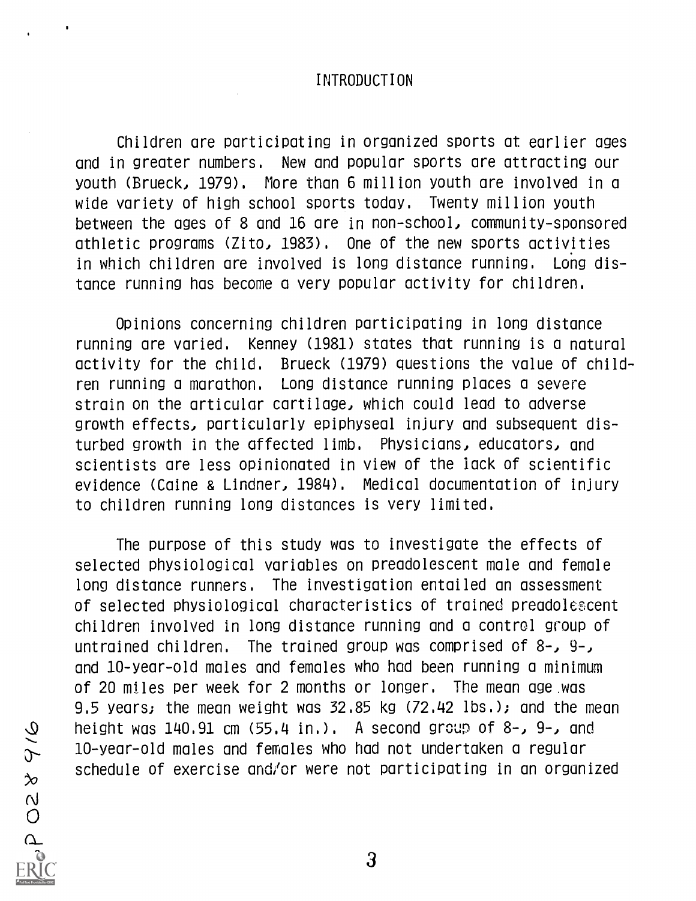# INTRODUCTION

Children are participating in organized sports at earlier ages and in greater numbers. New and popular sports are attracting our youth (Brueck, 1979). More than 6 million youth are involved in a wide variety of high school sports today. Twenty million youth between the ages of 8 and 16 are in non-school, community-sponsored athletic programs (Zito, 1983). One of the new sports activities in which children are involved is long distance running. Long distance running has become a very popular activity for children.

Opinions concerning children participating in long distance running are varied. Kenney (1981) states that running is a natural activity for the child. Brueck (1979) questions the value of children running a marathon. Long distance running places a severe strain on the articular cartilage, which could lead to adverse growth effects, particularly epiphyseal injury and subsequent disturbed growth in the affected limb. Physicians, educators, and scientists are less opinionated in view of the lack of scientific evidence (Caine & Lindner, 1984). Medical documentation of injury to children running long distances is very limited.

The purpose of this study was to investigate the effects of selected physiological variables on preadolescent male and female long distance runners. The investigation entailed an assessment of selected physiological characteristics of trained preadolescent children involved in long distance running and a control group of untrained children. The trained group was comprised of 8-, 9-, and 10-year-old males and females who had been running a minimum of 20 miles per week for 2 months or longer. The mean age was 9.5 years; the mean weight was 32.85 kg (72.42 lbs.); and the mean height was 140.91 cm (55.4 in.). A second group of 8-, 9-, and 10-year-old males and females who had not undertaken a regular schedule of exercise and/or were not participating in an organized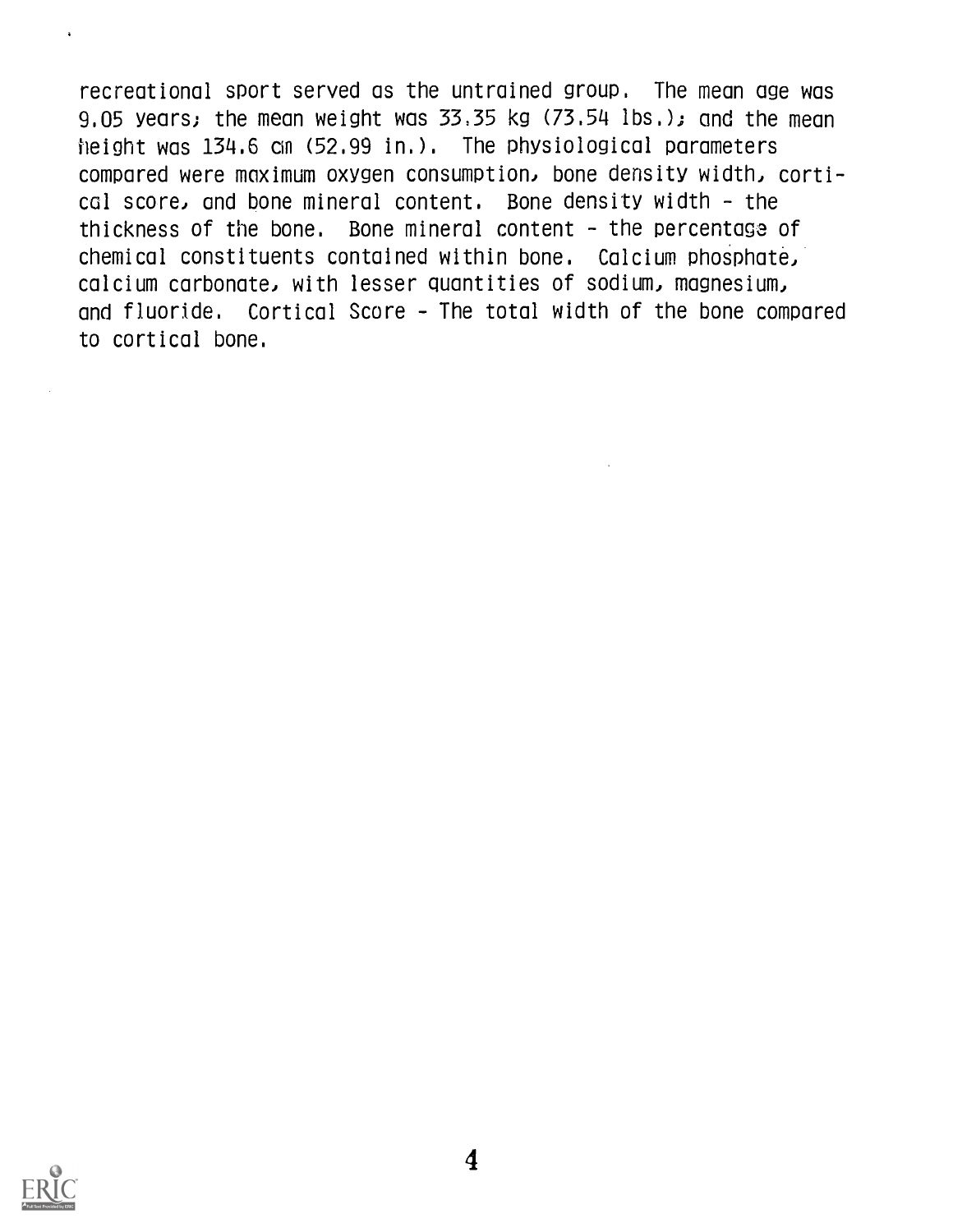recreational sport served as the untrained group. The mean age was 9.05 years; the mean weight was 33.35 kg (73.54 lbs.); and the mean height was 134.6 cm (52.99 in.). The physiological parameters compared were maximum oxygen consumption, bone density width, cortical score, and bone mineral content. Bone density width - the thickness of the bone. Bone mineral content - the percentage of chemical constituents contained within bone. Calcium phosphate, calcium carbonate, with lesser quantities of sodium, magnesium, and fluoride. Cortical Score - The total width of the bone compared to cortical bone.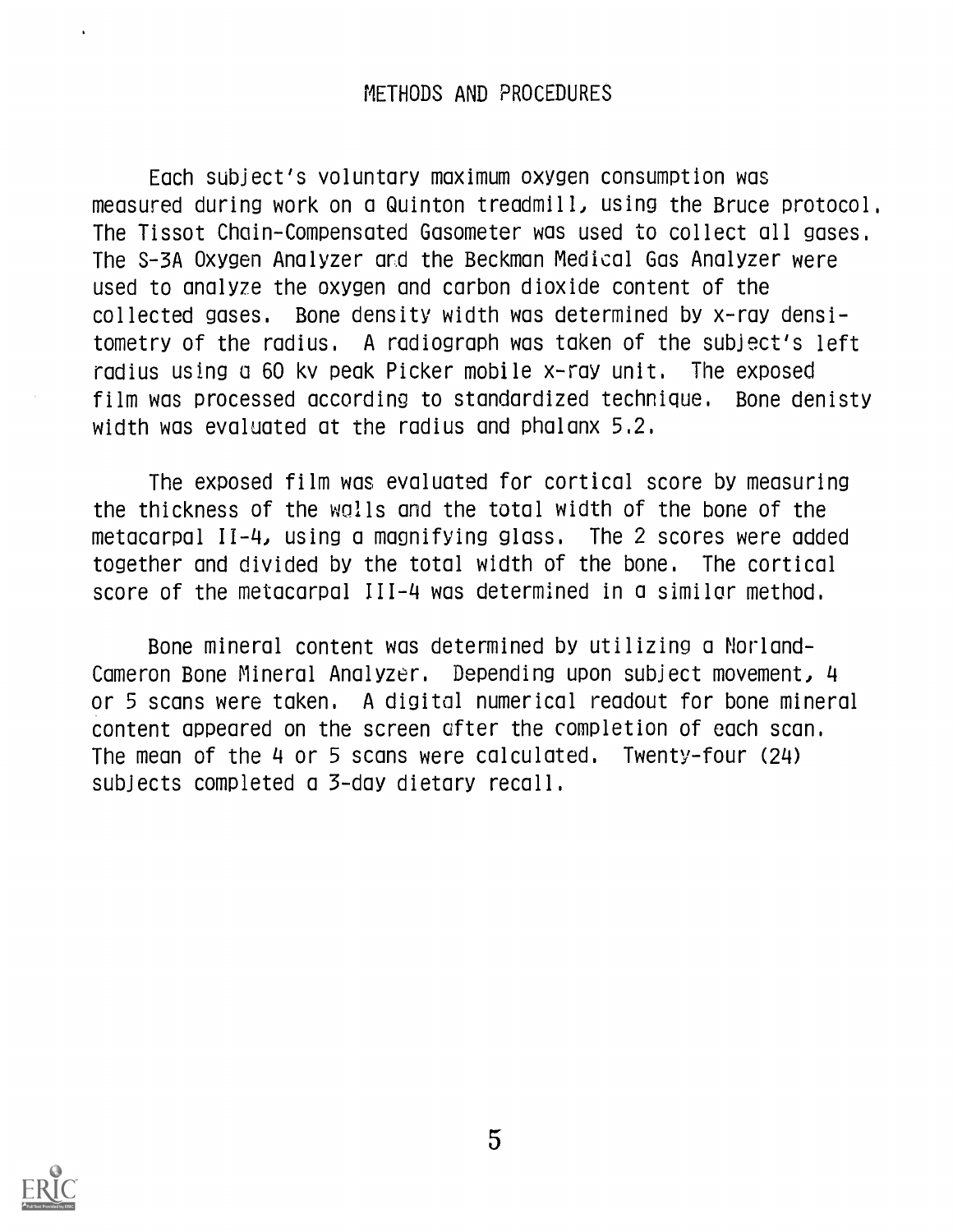# METHODS AND PROCEDURES

Each subject's voluntary maximum oxygen consumption was measured during work on a Quinton treadmill, using the Bruce protocol. The Tissot Chain-Compensated Gasometer was used to collect all gases. The S-3A Oxygen Analyzer and the Beckman Medical Gas Analyzer were used to analyze the oxygen and carbon dioxide content of the collected gases. Bone density width was determined by x-ray densitometry of the radius. A radiograph was taken of the subject's left radius using a 60 kv peak Picker mobile x-ray unit. The exposed film was processed according to standardized technique. Bone denisty width was evaluated at the radius and phalanx 5.2.

The exposed film was evaluated for cortical score by measuring the thickness of the walls and the total width of the bone of the metacarpal II-4, using a magnifying glass. The 2 scores were added together and divided by the total width of the bone. The cortical score of the metacarpal III-4 was determined in a similar method.

Bone mineral content was determined by utilizing a Norland-Cameron Bone Mineral Analyzer. Depending upon subject movement, 4 or 5 scans were taken. A digital numerical readout for bone mineral content appeared on the screen after the completion of each scan. The mean of the 4 or 5 scans were calculated. Twenty-four (24) subjects completed a 3-day dietary recall.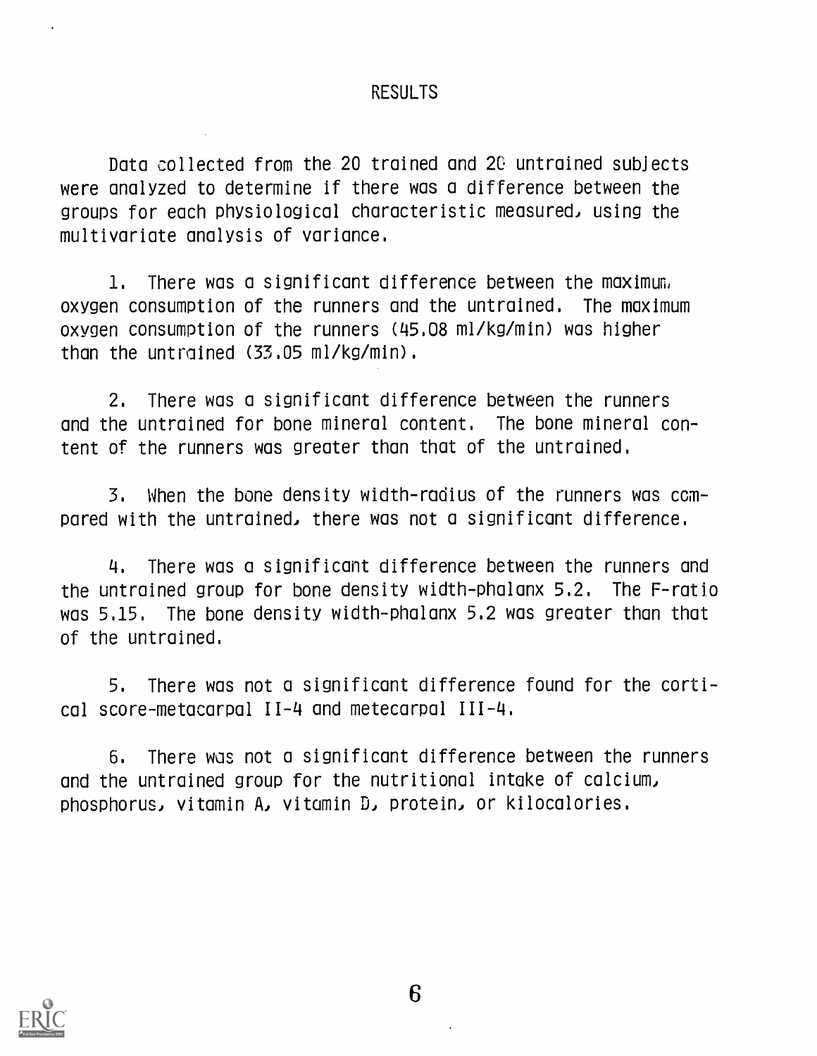# RESULTS

Data collected from the 20 trained and 20 untrained subjects were analyzed to determine if there was a difference between the groups for each physiological characteristic measured, using the multivariate analysis of variance.

1. There was a significant difference between the maximum oxygen consumption of the runners and the untrained. The maximum oxygen consumption of the runners (45.08 ml/kg/min) was higher than the untrained (33.05 ml/kg/min).

2. There was a significant difference between the runners and the untrained for bone mineral content. The bone mineral content of the runners was greater than that of the untrained.

3. When the bone density width-radius of the runners was compared with the untrained, there was not a significant difference.

4. There was a significant difference between the runners and the untrained group for bone density width-phalanx 5.2. The F-ratio was 5.15. The bone density width-phalanx 5.2 was greater than that of the untrained.

5. There was not a significant difference found for the cortical score-metacarpal II-4 and metecarpal III-4.

6. There was not a significant difference between the runners and the untrained group for the nutritional intake of calcium, phosphorus, vitamin A, vitamin D, protein, or kilocalories.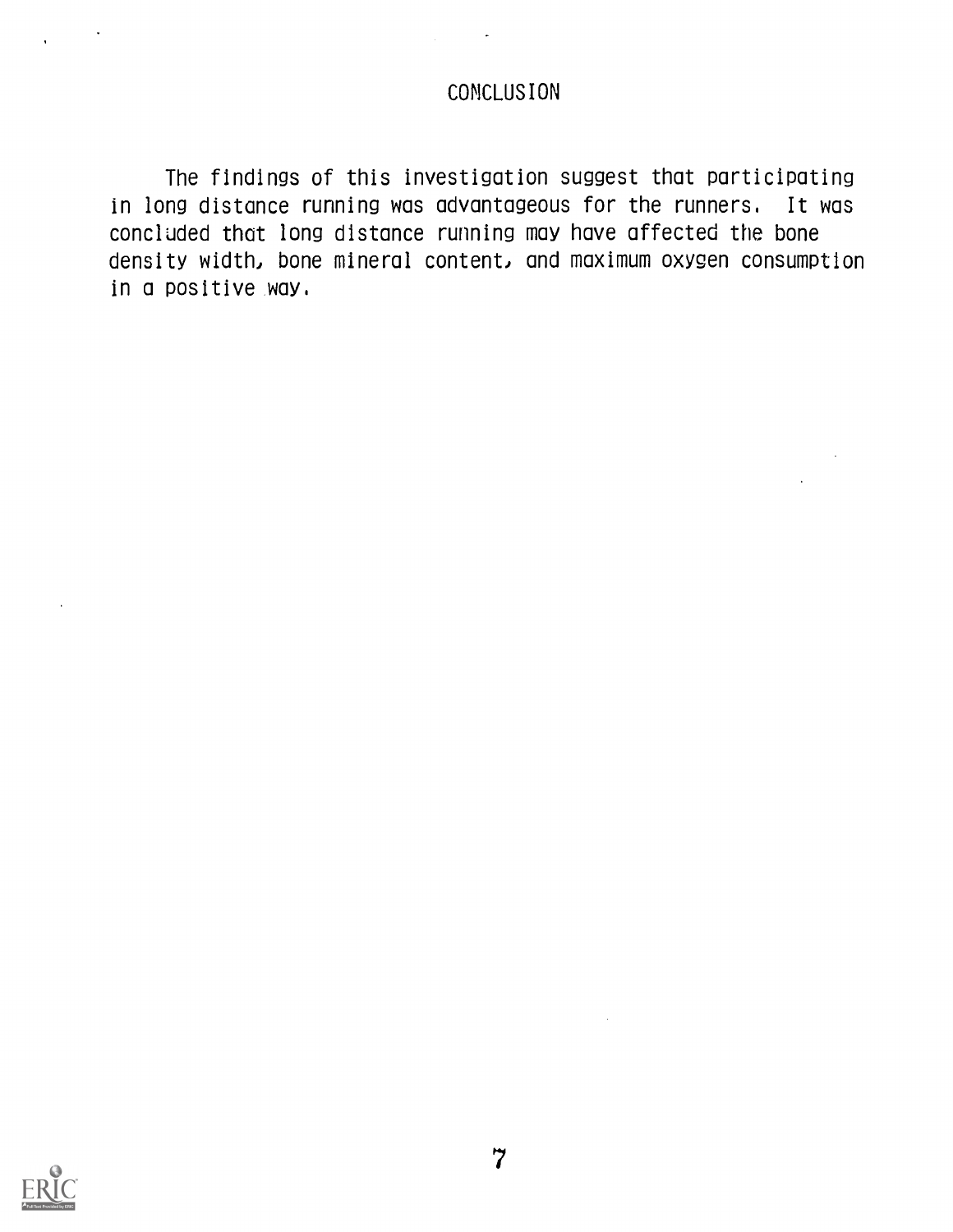# CONCLUSION

The findings of this investigation suggest that participating in long distance running was advantageous for the runners. It was concluded that long distance running may have affected the bone density width, bone mineral content, and maximum oxygen consumption in a positive way.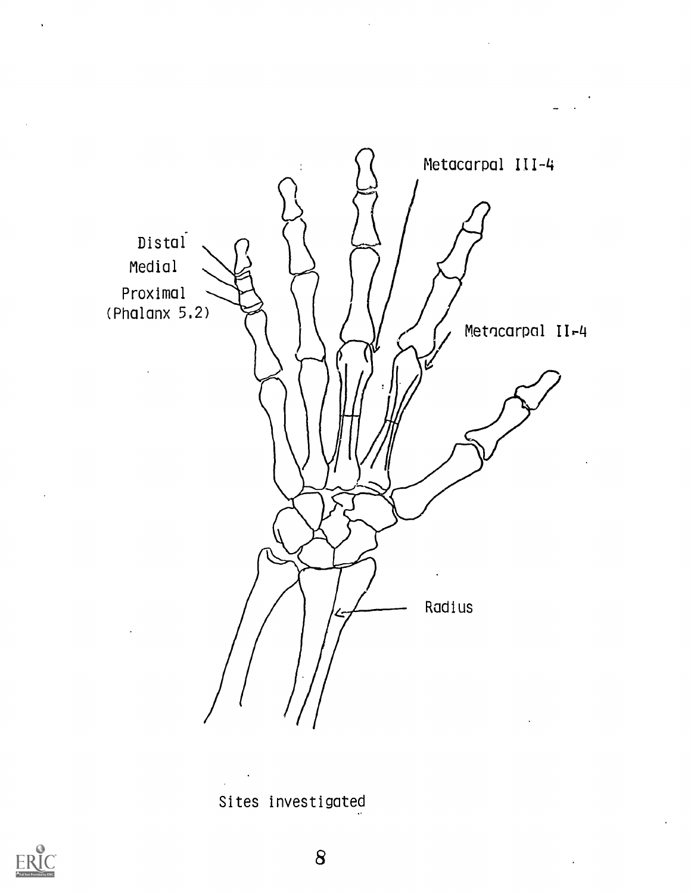Metacarpal III-4

Distal

Medial

Proximal
(Phalanx 5.2)

Metacarpal II-4

Radius

Sites investigated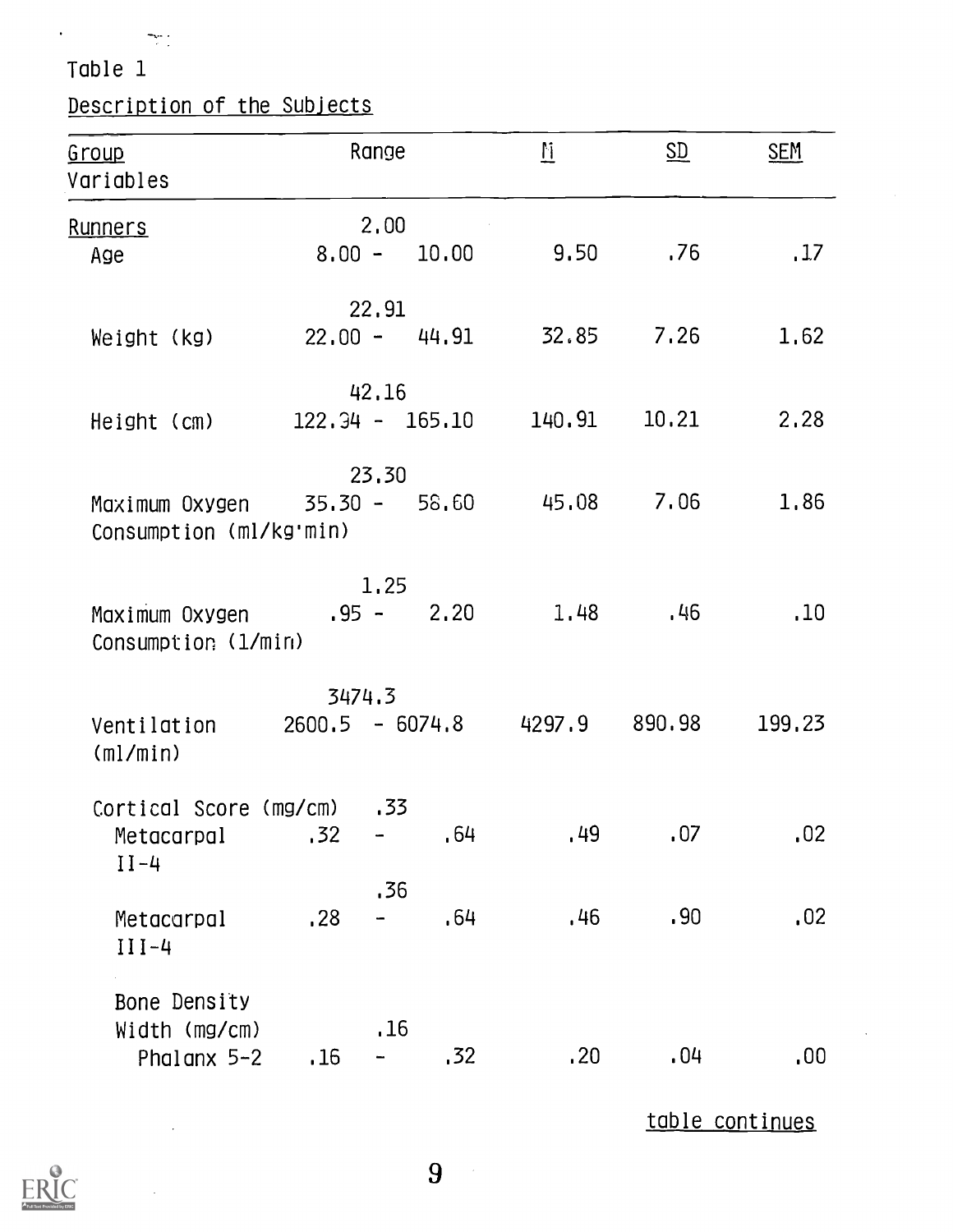Table 1

Description of the Subjects

| Group<br>Variables | Range | M | SD | SEM |
|---|---|---|---|---|
| Runners | | | | |
| Age | 2.00<br>8.00 - 10.00 | 9.50 | .76 | .17 |
| Weight (kg) | 22.91<br>22.00 - 44.91 | 32.85 | 7.26 | 1.62 |
| Height (cm) | 42.16<br>122.34 - 165.10 | 140.91 | 10.21 | 2.28 |
| Maximum Oxygen Consumption (ml/kg·min) | 23.30<br>35.30 - 58.60 | 45.08 | 7.06 | 1.86 |
| Maximum Oxygen Consumption (l/min) | 1.25<br>.95 - 2.20 | 1.48 | .46 | .10 |
| Ventilation (ml/min) | 3474.3<br>2600.5 - 6074.8 | 4297.9 | 890.98 | 199.23 |
| Cortical Score (mg/cm) | | | | |
| Metacarpal II-4 | .33<br>.32 - .64 | .49 | .07 | .02 |
| Metacarpal III-4 | .36<br>.28 - .64 | .46 | .90 | .02 |
| Bone Density Width (mg/cm) | | | | |
| Phalanx 5-2 | .16<br>.16 - .32 | .20 | .04 | .00 |

table continues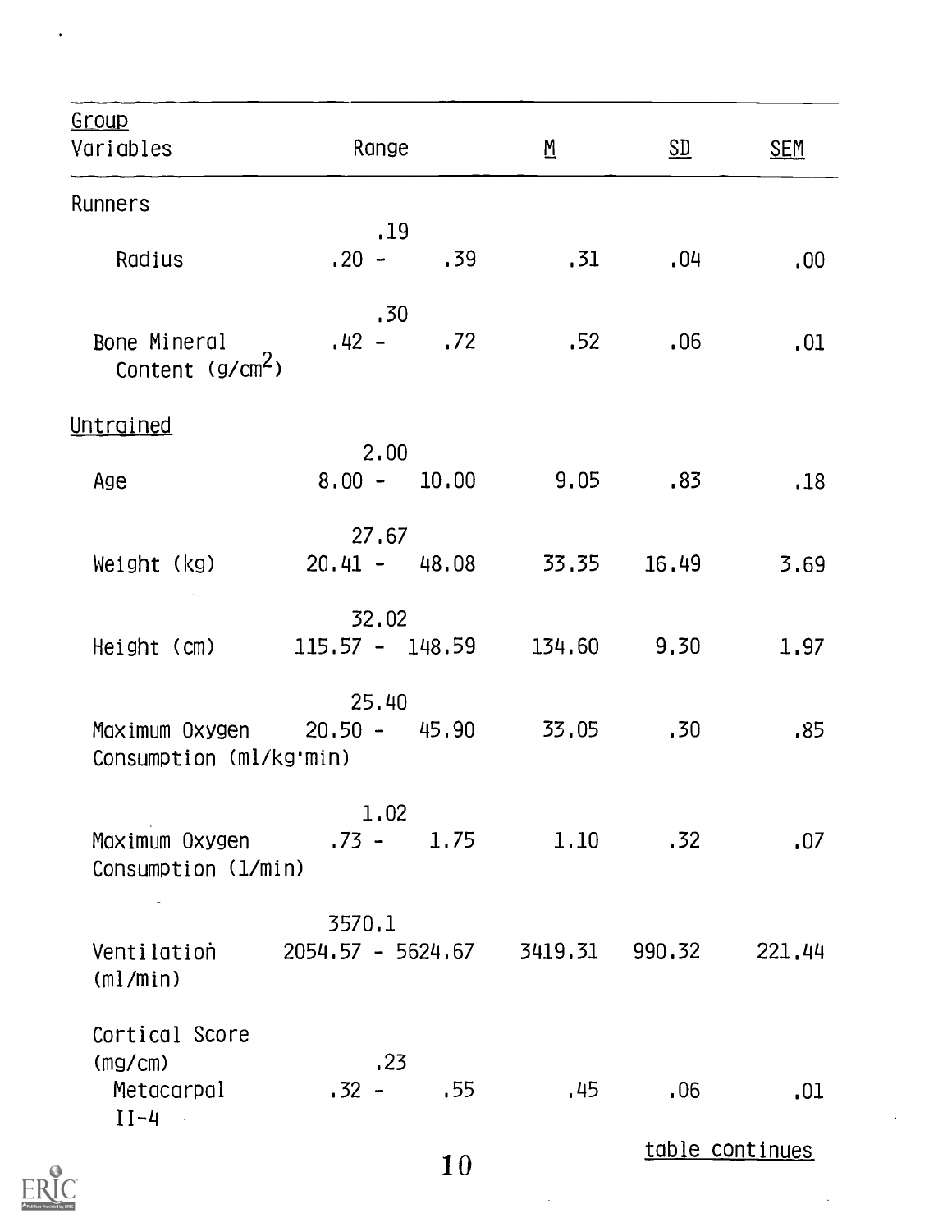| Group Variables | Range | *M* | *SD* | *SEM* |
|---|---|---|---|---|
| Runners | | | | |
| Radius | .19<br>.20 - .39 | .31 | .04 | .00 |
| Bone Mineral Content ($g/cm^2$) | .30<br>.42 - .72 | .52 | .06 | .01 |
| Untrained | | | | |
| Age | 2.00<br>8.00 - 10.00 | 9.05 | .83 | .18 |
| Weight (kg) | 27.67<br>20.41 - 48.08 | 33.35 | 16.49 | 3.69 |
| Height (cm) | 32.02<br>115.57 - 148.59 | 134.60 | 9.30 | 1.97 |
| Maximum Oxygen Consumption (ml/kg·min) | 25.40<br>20.50 - 45.90 | 33.05 | .30 | .85 |
| Maximum Oxygen Consumption (l/min) | 1.02<br>.73 - 1.75 | 1.10 | .32 | .07 |
| Ventilation (ml/min) | 3570.1<br>2054.57 - 5624.67 | 3419.31 | 990.32 | 221.44 |
| Cortical Score (mg/cm) | | | | |
| Metacarpal II-4 | .23<br>.32 - .55 | .45 | .06 | .01 |

table continues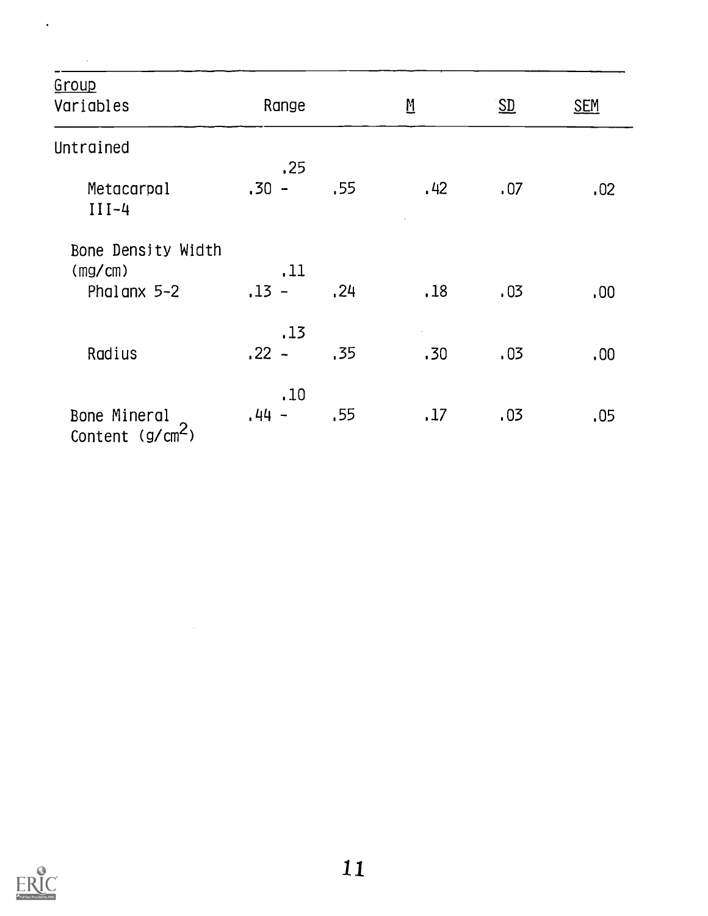| Group Variables | Range | | $\underline{M}$ | $\underline{SD}$ | $\underline{SEM}$ |
|---|---|---|---|---|---|
| Untrained | | | | | |
| Metacarpal III-4 | .25<br>.30 - | .55 | .42 | .07 | .02 |
| Bone Density Width (mg/cm) | | | | | |
| Phalanx 5-2 | .11<br>.13 - | .24 | .18 | .03 | .00 |
| Radius | .13<br>.22 - | .35 | .30 | .03 | .00 |
| Bone Mineral Content ($g/cm^2$) | .10<br>.44 - | .55 | .17 | .03 | .05 |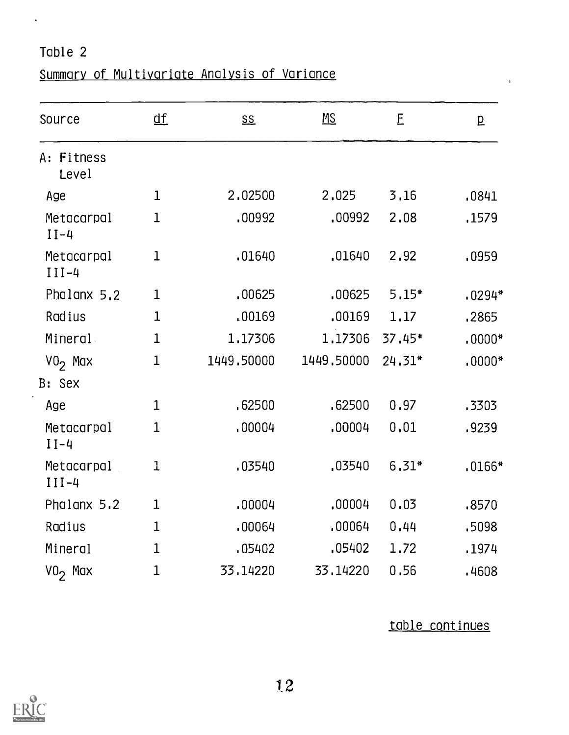Table 2

Summary of Multivariate Analysis of Variance

| Source | df | SS | MS | F | p |
|---|---|---|---|---|---|
| A: Fitness Level | | | | | |
| Age | 1 | 2.02500 | 2.025 | 3.16 | .0841 |
| Metacarpal II-4 | 1 | .00992 | .00992 | 2.08 | .1579 |
| Metacarpal III-4 | 1 | .01640 | .01640 | 2.92 | .0959 |
| Phalanx 5.2 | 1 | .00625 | .00625 | 5.15* | .0294* |
| Radius | 1 | .00169 | .00169 | 1.17 | .2865 |
| Mineral | 1 | 1.17306 | 1.17306 | 37.45* | .0000* |
| $VO_2$ Max | 1 | 1449.50000 | 1449.50000 | 24.31* | .0000* |
| B: Sex | | | | | |
| Age | 1 | .62500 | .62500 | 0.97 | .3303 |
| Metacarpal II-4 | 1 | .00004 | .00004 | 0.01 | .9239 |
| Metacarpal III-4 | 1 | .03540 | .03540 | 6.31* | .0166* |
| Phalanx 5.2 | 1 | .00004 | .00004 | 0.03 | .8570 |
| Radius | 1 | .00064 | .00064 | 0.44 | .5098 |
| Mineral | 1 | .05402 | .05402 | 1.72 | .1974 |
| $VO_2$ Max | 1 | 33.14220 | 33.14220 | 0.56 | .4608 |

table continues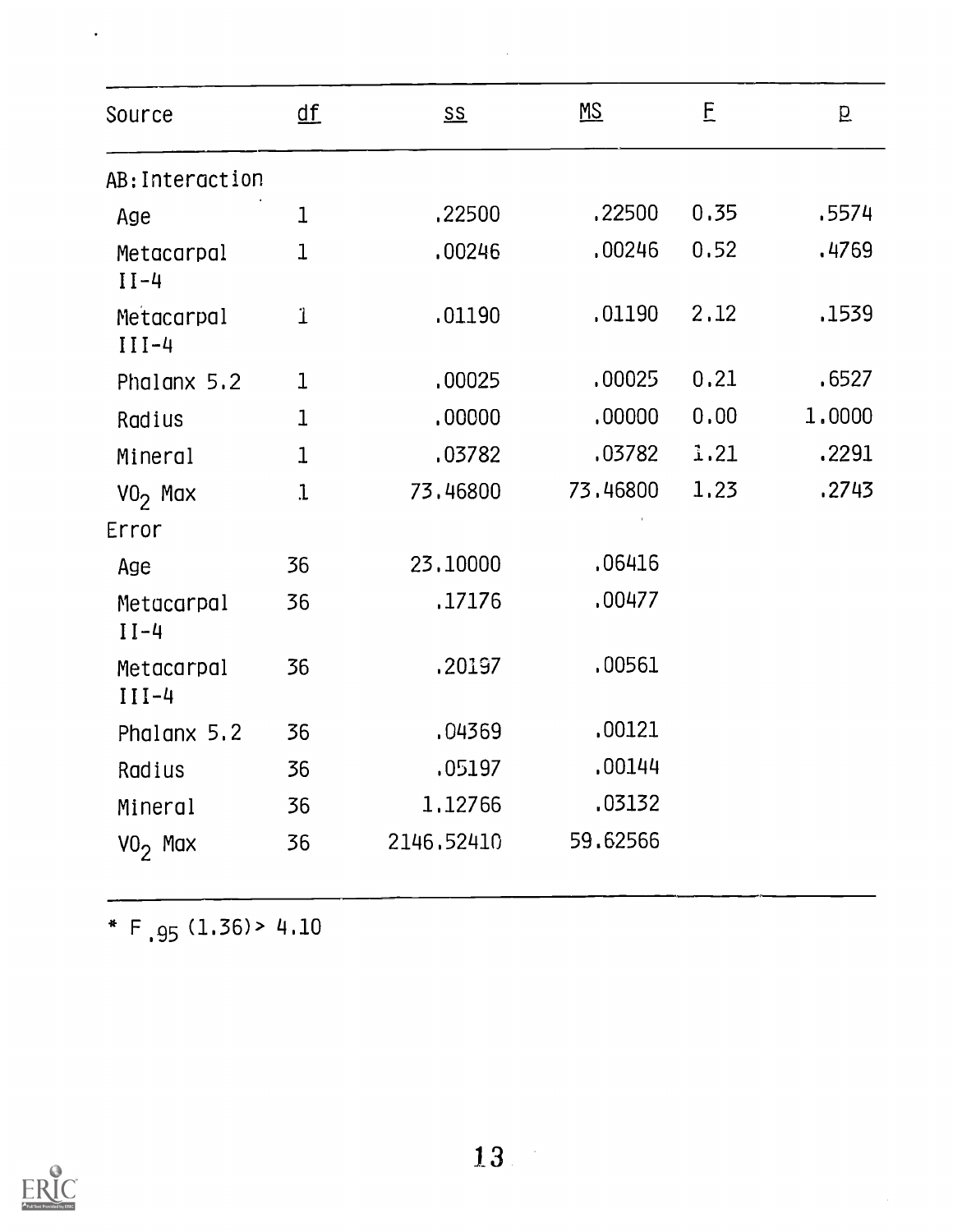| Source | df | SS | MS | F | p |
|---|---|---|---|---|---|
| AB: Interaction | | | | | |
| Age | 1 | .22500 | .22500 | 0.35 | .5574 |
| Metacarpal II-4 | 1 | .00246 | .00246 | 0.52 | .4769 |
| Metacarpal III-4 | 1 | .01190 | .01190 | 2.12 | .1539 |
| Phalanx 5.2 | 1 | .00025 | .00025 | 0.21 | .6527 |
| Radius | 1 | .00000 | .00000 | 0.00 | 1.0000 |
| Mineral | 1 | .03782 | .03782 | 1.21 | .2291 |
| $VO_2$ Max | 1 | 73.46800 | 73.46800 | 1.23 | .2743 |
| Error | | | | | |
| Age | 36 | 23.10000 | .06416 | | |
| Metacarpal II-4 | 36 | .17176 | .00477 | | |
| Metacarpal III-4 | 36 | .20197 | .00561 | | |
| Phalanx 5.2 | 36 | .04369 | .00121 | | |
| Radius | 36 | .05197 | .00144 | | |
| Mineral | 36 | 1.12766 | .03132 | | |
| $VO_2$ Max | 36 | 2146.52410 | 59.62566 | | |

* $F_{.95}(1.36) > 4.10$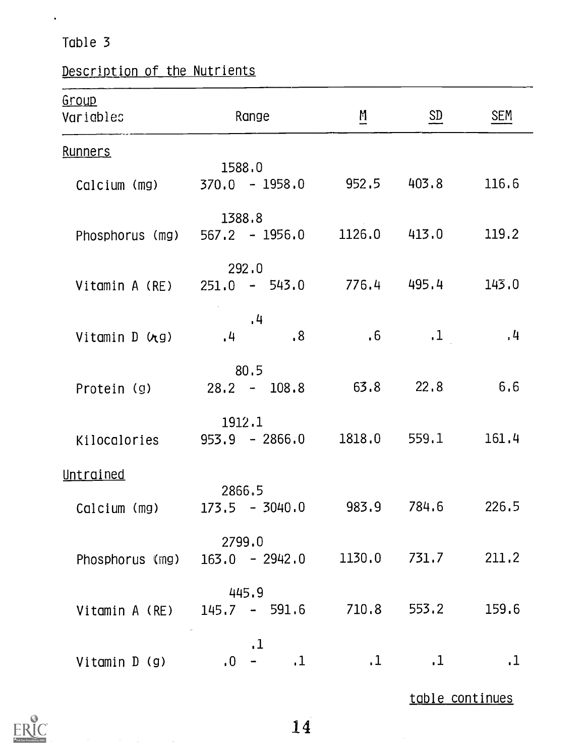Table 3

Description of the Nutrients

| Group Variables | Range | *M* | *SD* | *SEM* |
|---|---|---|---|---|
| Runners | | | | |
| Calcium (mg) | 1588.0<br>370.0 - 1958.0 | 952.5 | 403.8 | 116.6 |
| Phosphorus (mg) | 1388.8<br>567.2 - 1956.0 | 1126.0 | 413.0 | 119.2 |
| Vitamin A (RE) | 292.0<br>251.0 - 543.0 | 776.4 | 495.4 | 143.0 |
| Vitamin D (μg) | .4<br>.4 .8 | .6 | .1 | .4 |
| Protein (g) | 80.5<br>28.2 - 108.8 | 63.8 | 22.8 | 6.6 |
| Kilocalories | 1912.1<br>953.9 - 2866.0 | 1818.0 | 559.1 | 161.4 |
| Untrained | | | | |
| Calcium (mg) | 2866.5<br>173.5 - 3040.0 | 983.9 | 784.6 | 226.5 |
| Phosphorus (mg) | 2799.0<br>163.0 - 2942.0 | 1130.0 | 731.7 | 211.2 |
| Vitamin A (RE) | 445.9<br>145.7 - 591.6 | 710.8 | 553.2 | 159.6 |
| Vitamin D (g) | .1<br>.0 - .1 | .1 | .1 | .1 |

table continues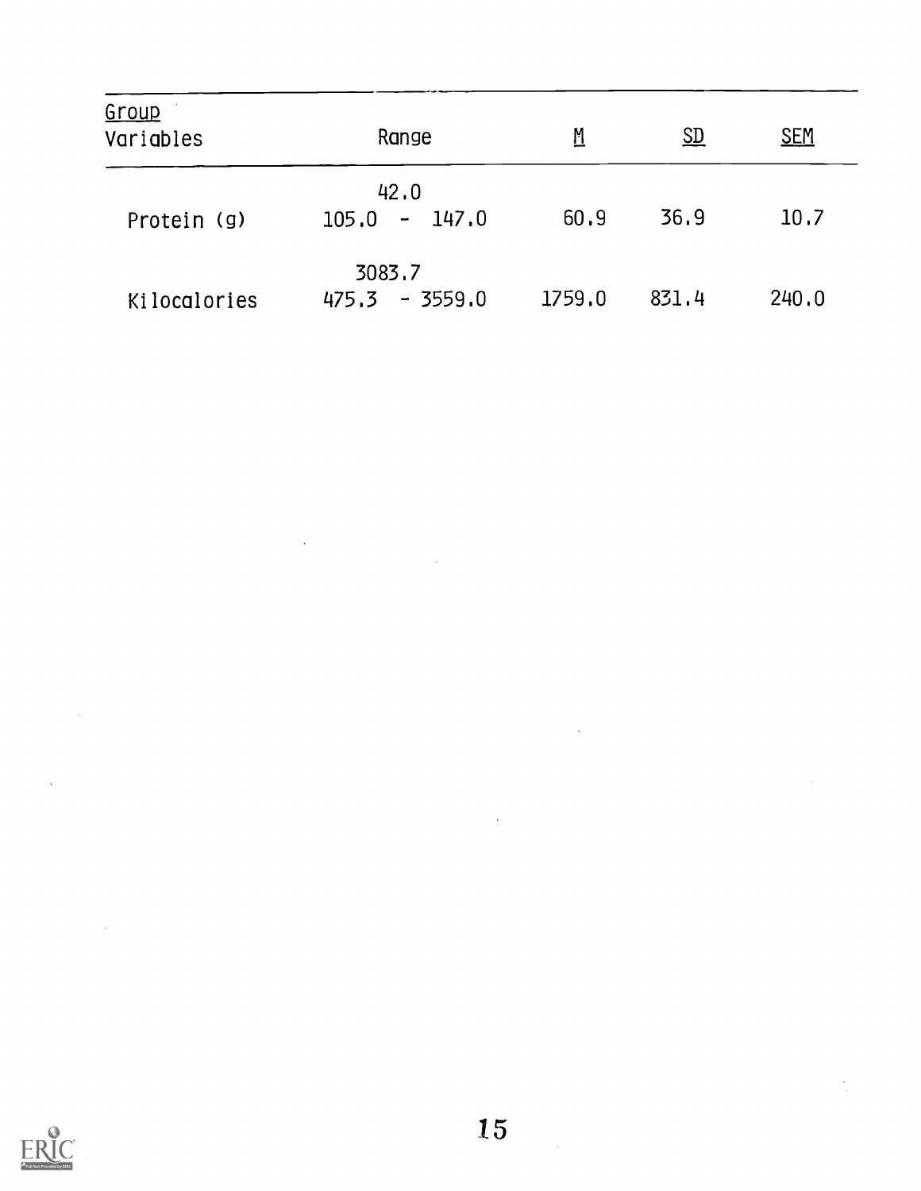| Group Variables | Range | M | SD | SEM |
|---|---|---|---|---|
| Protein (g) | 42.0<br>105.0 - 147.0 | 60.9 | 36.9 | 10.7 |
| Kilocalories | 3083.7<br>475.3 - 3559.0 | 1759.0 | 831.4 | 240.0 |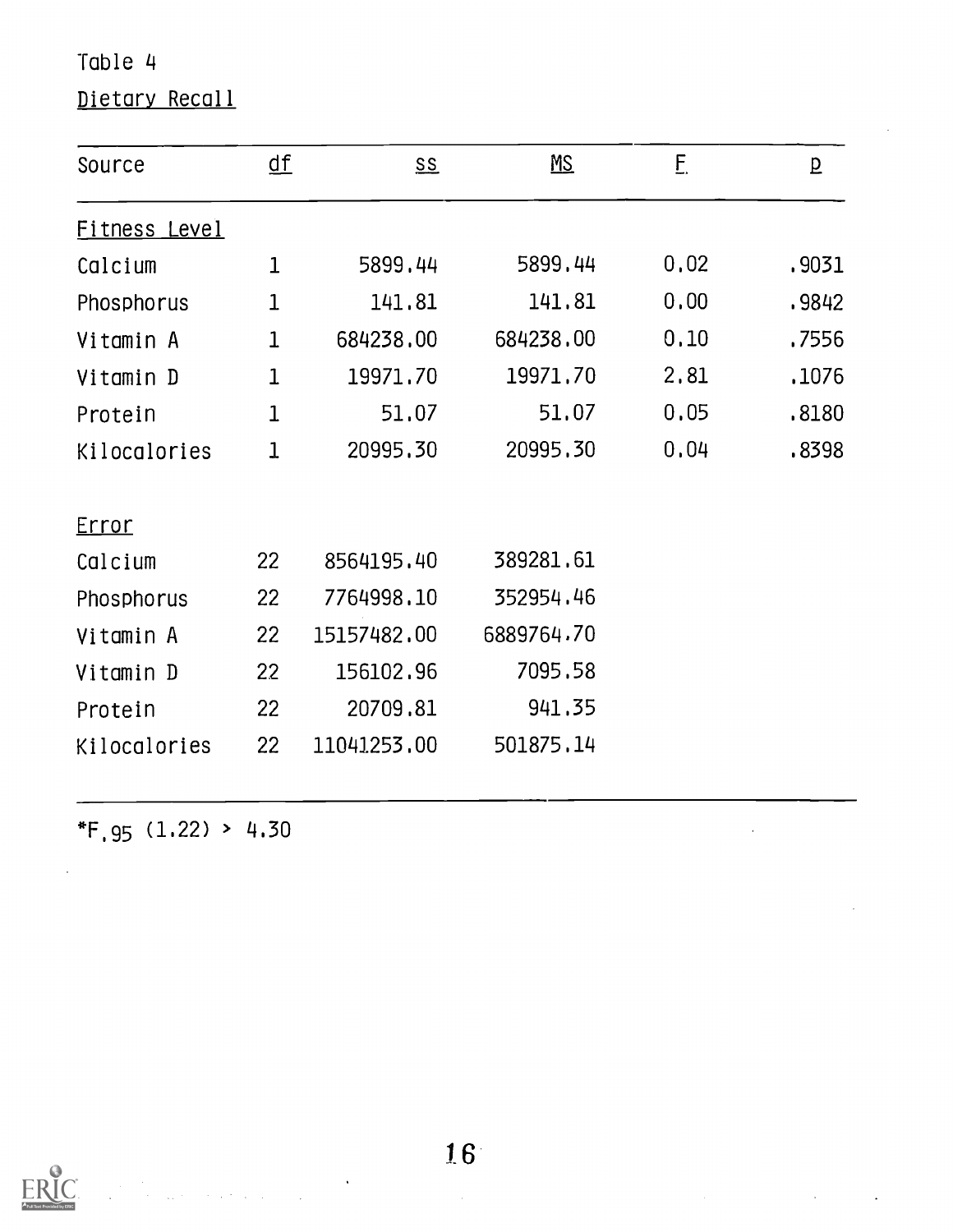Table 4

Dietary Recall

| Source | df | SS | MS | F | p |
|---|---|---|---|---|---|
| Fitness Level | | | | | |
| Calcium | 1 | 5899.44 | 5899.44 | 0.02 | .9031 |
| Phosphorus | 1 | 141.81 | 141.81 | 0.00 | .9842 |
| Vitamin A | 1 | 684238.00 | 684238.00 | 0.10 | .7556 |
| Vitamin D | 1 | 19971.70 | 19971.70 | 2.81 | .1076 |
| Protein | 1 | 51.07 | 51.07 | 0.05 | .8180 |
| Kilocalories | 1 | 20995.30 | 20995.30 | 0.04 | .8398 |
| Error | | | | | |
| Calcium | 22 | 8564195.40 | 389281.61 | | |
| Phosphorus | 22 | 7764998.10 | 352954.46 | | |
| Vitamin A | 22 | 15157482.00 | 6889764.70 | | |
| Vitamin D | 22 | 156102.96 | 7095.58 | | |
| Protein | 22 | 20709.81 | 941.35 | | |
| Kilocalories | 22 | 11041253.00 | 501875.14 | | |

*$F_{.95}$ (1.22) > 4.30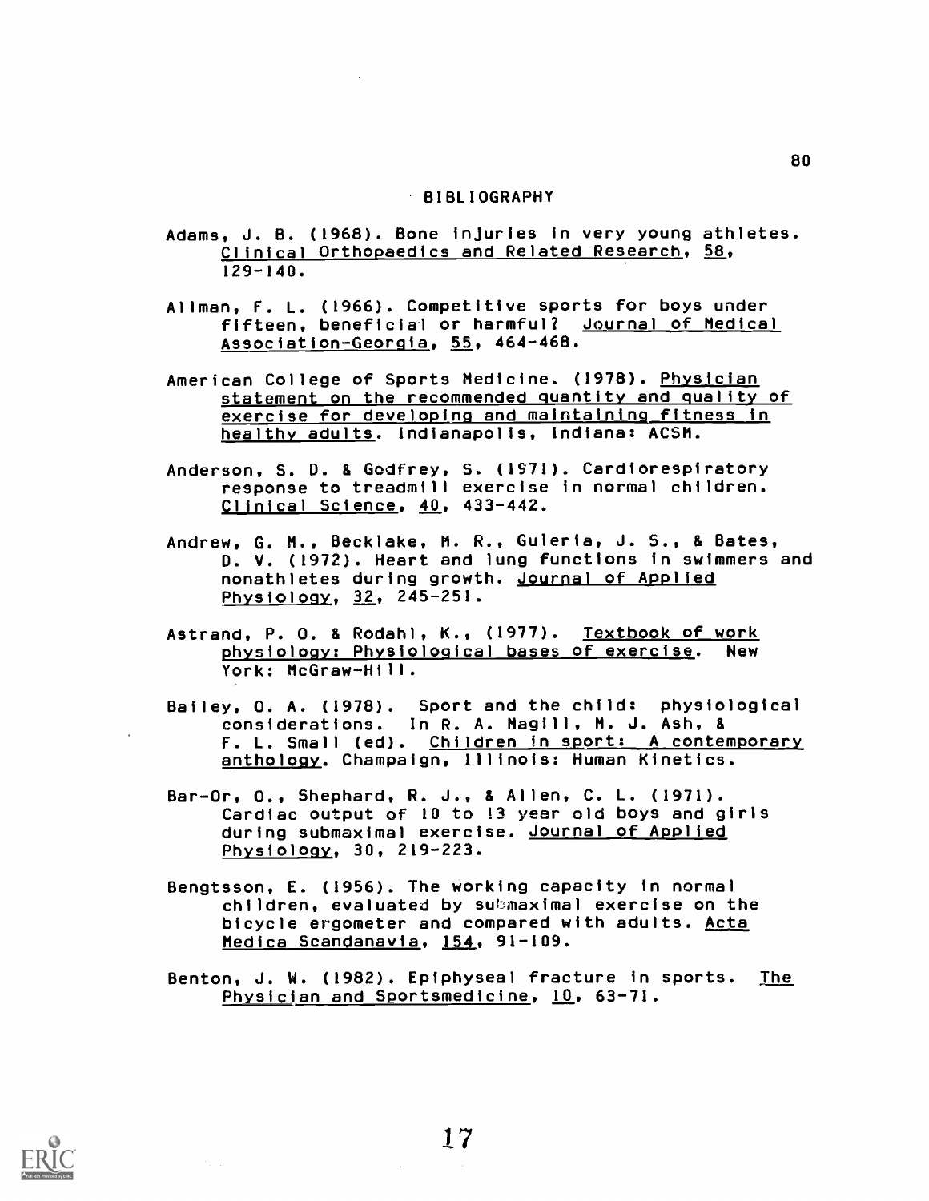## BIBLIOGRAPHY

Adams, J. B. (1968). Bone injuries in very young athletes. _Clinical Orthopaedics and Related Research_, _58_, 129-140.

Allman, F. L. (1966). Competitive sports for boys under fifteen, beneficial or harmful? _Journal of Medical Association-Georgia_, _55_, 464-468.

American College of Sports Medicine. (1978). _Physician statement on the recommended quantity and quality of exercise for developing and maintaining fitness in healthy adults_. Indianapolis, Indiana: ACSM.

Anderson, S. D. & Godfrey, S. (1971). Cardiorespiratory response to treadmill exercise in normal children. _Clinical Science_, _40_, 433-442.

Andrew, G. M., Becklake, M. R., Guleria, J. S., & Bates, D. V. (1972). Heart and lung functions in swimmers and nonathletes during growth. _Journal of Applied Physiology_, _32_, 245-251.

Astrand, P. O. & Rodahl, K., (1977). _Textbook of work physiology: Physiological bases of exercise_. New York: McGraw-Hill.

Bailey, O. A. (1978). Sport and the child: physiological considerations. In R. A. Magill, M. J. Ash, & F. L. Small (ed). _Children in sport: A contemporary anthology_. Champaign, Illinois: Human Kinetics.

Bar-Or, O., Shephard, R. J., & Allen, C. L. (1971). Cardiac output of 10 to 13 year old boys and girls during submaximal exercise. _Journal of Applied Physiology_, 30, 219-223.

Bengtsson, E. (1956). The working capacity in normal children, evaluated by submaximal exercise on the bicycle ergometer and compared with adults. _Acta Medica Scandanavia_, _154_, 91-109.

Benton, J. W. (1982). Epiphyseal fracture in sports. _The Physician and Sportsmedicine_, _10_, 63-71.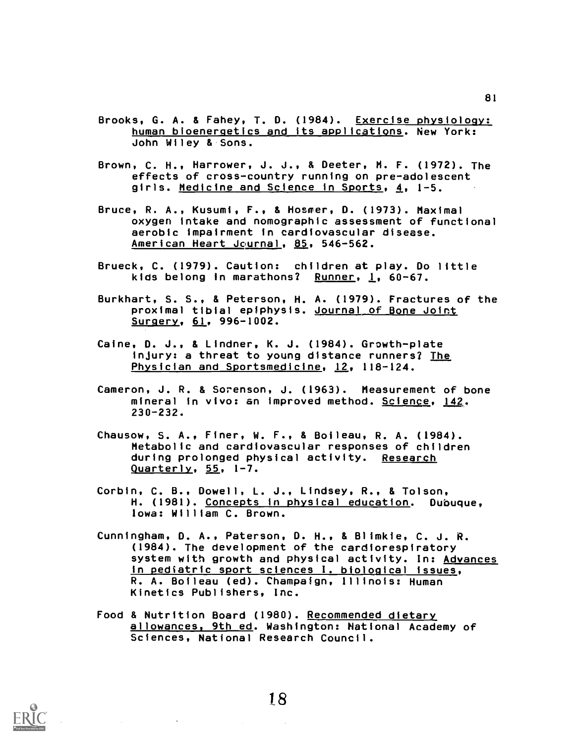Brooks, G. A. & Fahey, T. D. (1984). Exercise physiology: human bioenergetics and its applications. New York: John Wiley & Sons.

Brown, C. H., Harrower, J. J., & Deeter, M. F. (1972). The effects of cross-country running on pre-adolescent girls. Medicine and Science in Sports, 4, 1-5.

Bruce, R. A., Kusumi, F., & Hosmer, D. (1973). Maximal oxygen intake and nomographic assessment of functional aerobic impairment in cardiovascular disease. American Heart Journal, 85, 546-562.

Brueck, C. (1979). Caution: children at play. Do little kids belong in marathons? Runner, 1, 60-67.

Burkhart, S. S., & Peterson, H. A. (1979). Fractures of the proximal tibial epiphysis. Journal of Bone Joint Surgery, 61, 996-1002.

Caine, D. J., & Lindner, K. J. (1984). Growth-plate injury: a threat to young distance runners? The Physician and Sportsmedicine, 12, 118-124.

Cameron, J. R. & Sorenson, J. (1963). Measurement of bone mineral in vivo: an improved method. Science, 142. 230-232.

Chausow, S. A., Finer, W. F., & Boileau, R. A. (1984). Metabolic and cardiovascular responses of children during prolonged physical activity. Research Quarterly, 55, 1-7.

Corbin, C. B., Dowell, L. J., Lindsey, R., & Tolson, H. (1981). Concepts in physical education. Dubuque, Iowa: William C. Brown.

Cunningham, D. A., Paterson, D. H., & Blimkie, C. J. R. (1984). The development of the cardiorespiratory system with growth and physical activity. In: Advances in pediatric sport sciences I. biological issues, R. A. Boileau (ed). Champaign, Illinois: Human Kinetics Publishers, Inc.

Food & Nutrition Board (1980). Recommended dietary allowances, 9th ed. Washington: National Academy of Sciences, National Research Council.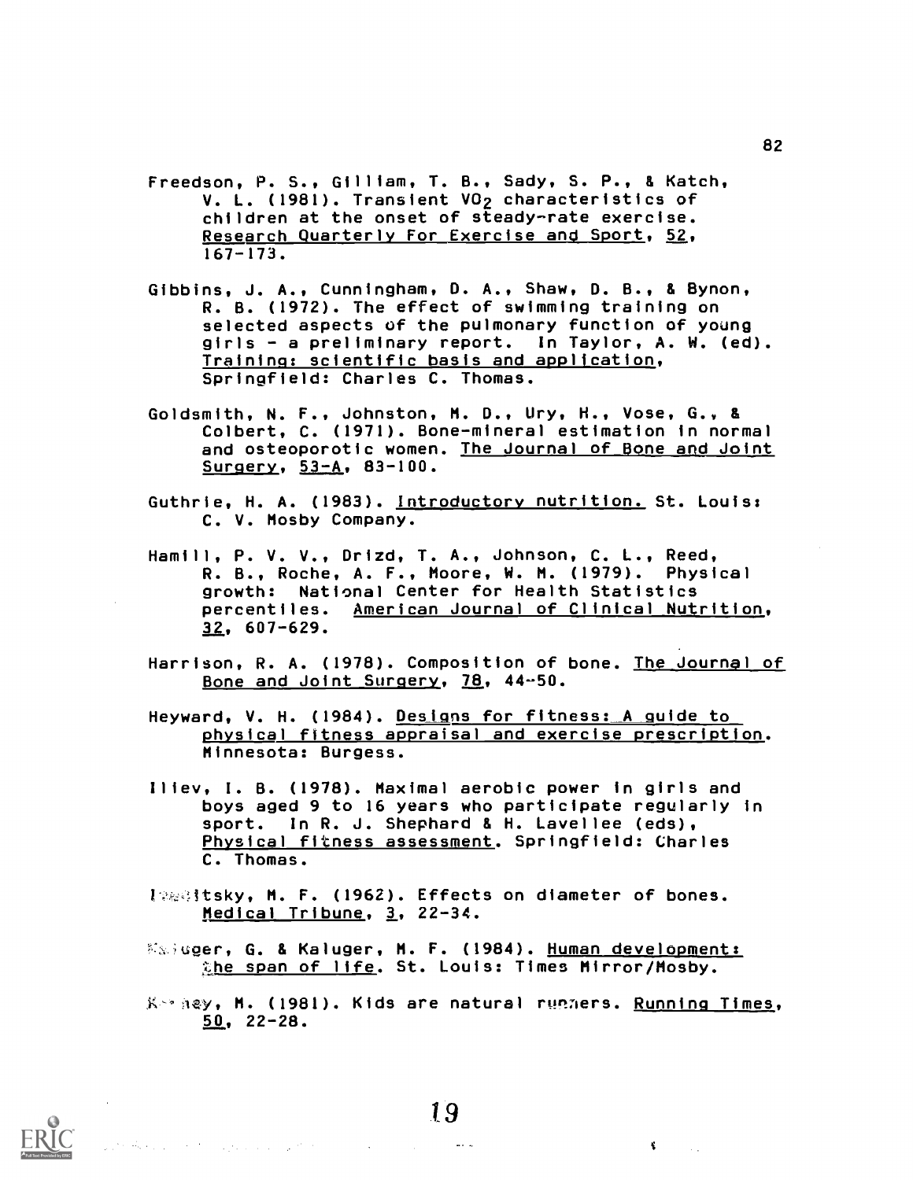Freedson, P. S., Gilliam, T. B., Sady, S. P., & Katch, V. L. (1981). Transient $VO_2$ characteristics of children at the onset of steady-rate exercise. Research Quarterly For Exercise and Sport, 52, 167-173.

Gibbins, J. A., Cunningham, D. A., Shaw, D. B., & Bynon, R. B. (1972). The effect of swimming training on selected aspects of the pulmonary function of young girls - a preliminary report. In Taylor, A. W. (ed). Training: scientific basis and application, Springfield: Charles C. Thomas.

Goldsmith, N. F., Johnston, M. D., Ury, H., Vose, G., & Colbert, C. (1971). Bone-mineral estimation in normal and osteoporotic women. The Journal of Bone and Joint Surgery, 53-A, 83-100.

Guthrie, H. A. (1983). Introductory nutrition. St. Louis: C. V. Mosby Company.

Hamill, P. V. V., Drizd, T. A., Johnson, C. L., Reed, R. B., Roche, A. F., Moore, W. M. (1979). Physical growth: National Center for Health Statistics percentiles. American Journal of Clinical Nutrition, 32, 607-629.

Harrison, R. A. (1978). Composition of bone. The Journal of Bone and Joint Surgery, 78, 44-50.

Heyward, V. H. (1984). Designs for fitness: A guide to physical fitness appraisal and exercise prescription. Minnesota: Burgess.

Iliev, I. B. (1978). Maximal aerobic power in girls and boys aged 9 to 16 years who participate regularly in sport. In R. J. Shephard & H. Lavellee (eds), Physical fitness assessment. Springfield: Charles C. Thomas.

I...itsky, M. F. (1962). Effects on diameter of bones. Medical Tribune, 3, 22-34.

K...uger, G. & Kaluger, M. F. (1984). Human development: the span of life. St. Louis: Times Mirror/Mosby.

K...ney, M. (1981). Kids are natural runners. Running Times, 50, 22-28.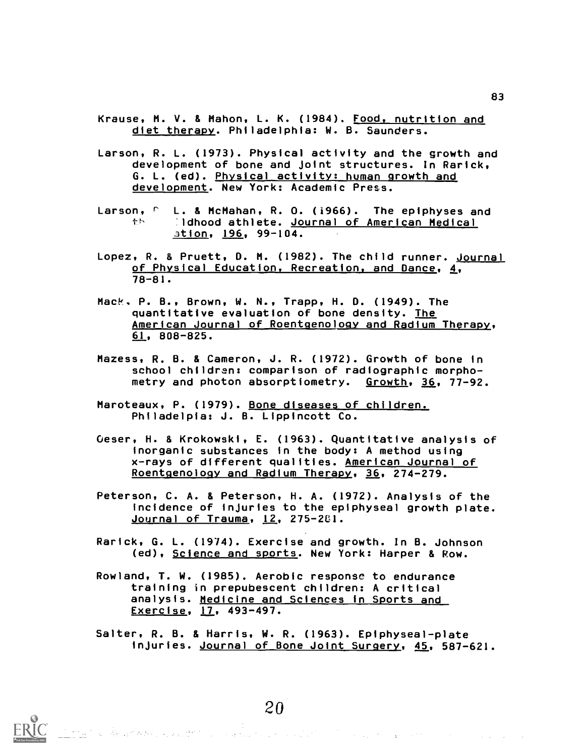Krause, M. V. & Mahon, L. K. (1984). Food, nutrition and diet therapy. Philadelphia: W. B. Saunders.

Larson, R. L. (1973). Physical activity and the growth and development of bone and joint structures. In Rarick, G. L. (ed). Physical activity: human growth and development. New York: Academic Press.

Larson, R. L. & McMahan, R. O. (1966). The epiphyses and the childhood athlete. Journal of American Medical Association, 196, 99-104.

Lopez, R. & Pruett, D. M. (1982). The child runner. Journal of Physical Education, Recreation, and Dance, 4, 78-81.

Mack, P. B., Brown, W. N., Trapp, H. D. (1949). The quantitative evaluation of bone density. The American Journal of Roentgenology and Radium Therapy, 61, 808-825.

Mazess, R. B. & Cameron, J. R. (1972). Growth of bone in school children: comparison of radiographic morphometry and photon absorptiometry. Growth, 36, 77-92.

Maroteaux, P. (1979). Bone diseases of children. Philadelpia: J. B. Lippincott Co.

Oeser, H. & Krokowski, E. (1963). Quantitative analysis of inorganic substances in the body: A method using x-rays of different qualities. American Journal of Roentgenology and Radium Therapy, 36, 274-279.

Peterson, C. A. & Peterson, H. A. (1972). Analysis of the incidence of injuries to the epiphyseal growth plate. Journal of Trauma, 12, 275-281.

Rarick, G. L. (1974). Exercise and growth. In B. Johnson (ed), Science and sports. New York: Harper & Row.

Rowland, T. W. (1985). Aerobic response to endurance training in prepubescent children: A critical analysis. Medicine and Sciences in Sports and Exercise, 17, 493-497.

Salter, R. B. & Harris, W. R. (1963). Epiphyseal-plate injuries. Journal of Bone Joint Surgery, 45, 587-621.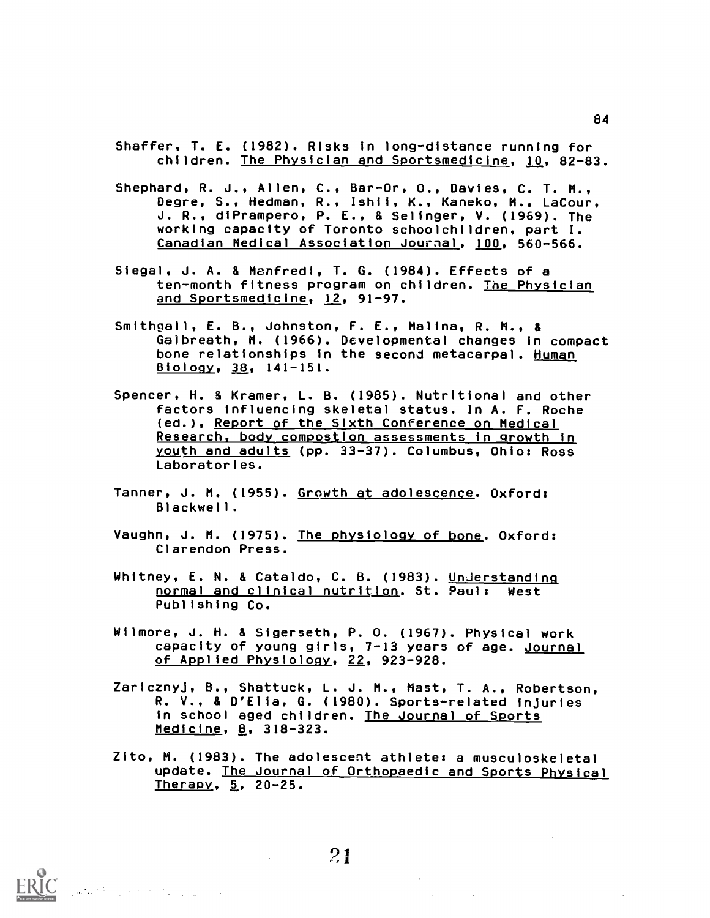Shaffer, T. E. (1982). Risks in long-distance running for children. The Physician and Sportsmedicine, 10, 82-83.

Shephard, R. J., Allen, C., Bar-Or, O., Davies, C. T. M., Degre, S., Hedman, R., Ishii, K., Kaneko, M., LaCour, J. R., diPrampero, P. E., & Selinger, V. (1969). The working capacity of Toronto schoolchildren, part I. Canadian Medical Association Journal, 100, 560-566.

Siegal, J. A. & Manfredi, T. G. (1984). Effects of a ten-month fitness program on children. The Physician and Sportsmedicine, 12, 91-97.

Smithgall, E. B., Johnston, F. E., Malina, R. M., & Galbreath, M. (1966). Developmental changes in compact bone relationships in the second metacarpal. Human Biology, 38, 141-151.

Spencer, H. & Kramer, L. B. (1985). Nutritional and other factors influencing skeletal status. In A. F. Roche (ed.), Report of the Sixth Conference on Medical Research, body compostion assessments in growth in youth and adults (pp. 33-37). Columbus, Ohio: Ross Laboratories.

Tanner, J. M. (1955). Growth at adolescence. Oxford: Blackwell.

Vaughn, J. M. (1975). The physiology of bone. Oxford: Clarendon Press.

Whitney, E. N. & Cataldo, C. B. (1983). Understanding normal and clinical nutrition. St. Paul: West Publishing Co.

Wilmore, J. H. & Sigerseth, P. O. (1967). Physical work capacity of young girls, 7-13 years of age. Journal of Applied Physiology, 22, 923-928.

Zaricznyj, B., Shattuck, L. J. M., Mast, T. A., Robertson, R. V., & D'Elia, G. (1980). Sports-related injuries in school aged children. The Journal of Sports Medicine, 8, 318-323.

Zito, M. (1983). The adolescent athlete: a musculoskeletal update. The Journal of Orthopaedic and Sports Physical Therapy, 5, 20-25.